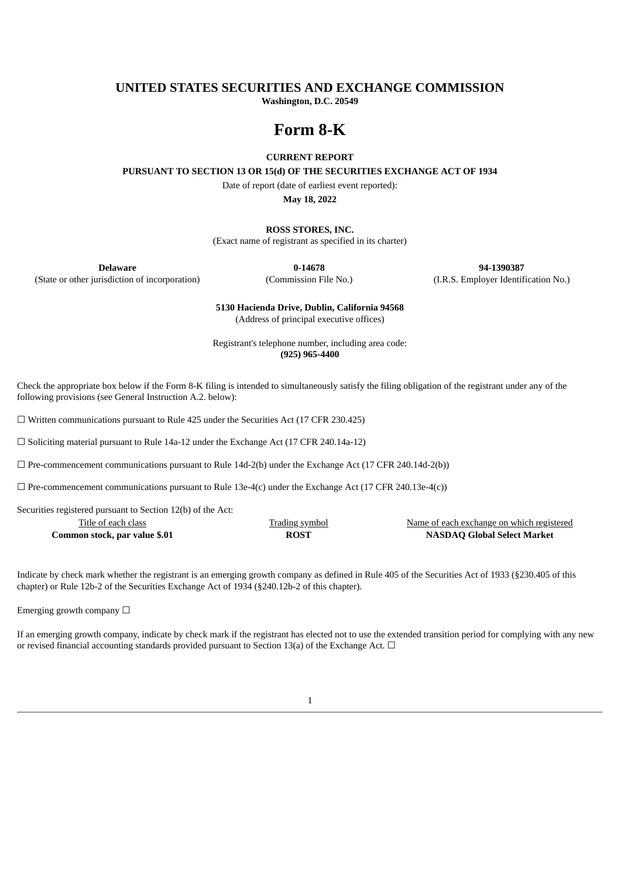# UNITED STATES SECURITIES AND EXCHANGE COMMISSION

**Washington, D.C. 20549**

# Form 8-K

**CURRENT REPORT**

**PURSUANT TO SECTION 13 OR 15(d) OF THE SECURITIES EXCHANGE ACT OF 1934**

Date of report (date of earliest event reported):

**May 18, 2022**

**ROSS STORES, INC.**

(Exact name of registrant as specified in its charter)

| **Delaware** | **0-14678** | **94-1390387** |
|---|---|---|
| (State or other jurisdiction of incorporation) | (Commission File No.) | (I.R.S. Employer Identification No.) |

**5130 Hacienda Drive, Dublin, California 94568**

(Address of principal executive offices)

Registrant's telephone number, including area code:

**(925) 965-4400**

Check the appropriate box below if the Form 8-K filing is intended to simultaneously satisfy the filing obligation of the registrant under any of the following provisions (see General Instruction A.2. below):

☐ Written communications pursuant to Rule 425 under the Securities Act (17 CFR 230.425)

☐ Soliciting material pursuant to Rule 14a-12 under the Exchange Act (17 CFR 240.14a-12)

☐ Pre-commencement communications pursuant to Rule 14d-2(b) under the Exchange Act (17 CFR 240.14d-2(b))

☐ Pre-commencement communications pursuant to Rule 13e-4(c) under the Exchange Act (17 CFR 240.13e-4(c))

Securities registered pursuant to Section 12(b) of the Act:

| Title of each class | Trading symbol | Name of each exchange on which registered |
|---|---|---|
| **Common stock, par value $.01** | **ROST** | **NASDAQ Global Select Market** |

Indicate by check mark whether the registrant is an emerging growth company as defined in Rule 405 of the Securities Act of 1933 (§230.405 of this chapter) or Rule 12b-2 of the Securities Exchange Act of 1934 (§240.12b-2 of this chapter).

Emerging growth company ☐

If an emerging growth company, indicate by check mark if the registrant has elected not to use the extended transition period for complying with any new or revised financial accounting standards provided pursuant to Section 13(a) of the Exchange Act. ☐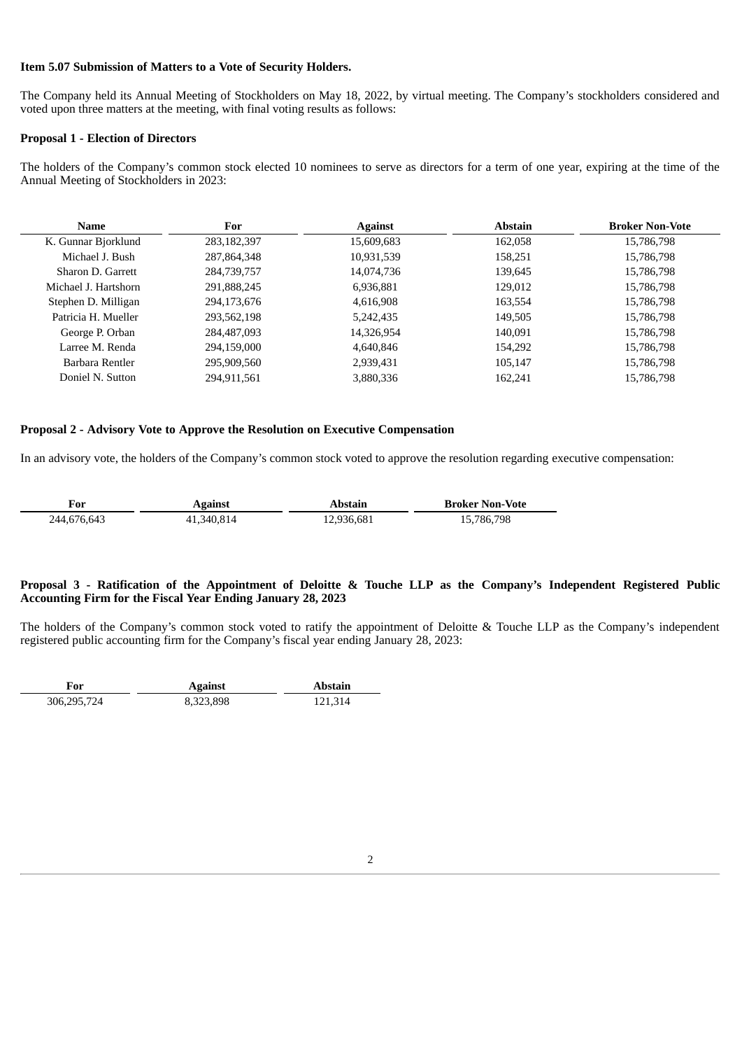**Item 5.07 Submission of Matters to a Vote of Security Holders.**

The Company held its Annual Meeting of Stockholders on May 18, 2022, by virtual meeting. The Company's stockholders considered and voted upon three matters at the meeting, with final voting results as follows:

**Proposal 1 - Election of Directors**

The holders of the Company's common stock elected 10 nominees to serve as directors for a term of one year, expiring at the time of the Annual Meeting of Stockholders in 2023:

| Name | For | Against | Abstain | Broker Non-Vote |
|---|---|---|---|---|
| K. Gunnar Bjorklund | 283,182,397 | 15,609,683 | 162,058 | 15,786,798 |
| Michael J. Bush | 287,864,348 | 10,931,539 | 158,251 | 15,786,798 |
| Sharon D. Garrett | 284,739,757 | 14,074,736 | 139,645 | 15,786,798 |
| Michael J. Hartshorn | 291,888,245 | 6,936,881 | 129,012 | 15,786,798 |
| Stephen D. Milligan | 294,173,676 | 4,616,908 | 163,554 | 15,786,798 |
| Patricia H. Mueller | 293,562,198 | 5,242,435 | 149,505 | 15,786,798 |
| George P. Orban | 284,487,093 | 14,326,954 | 140,091 | 15,786,798 |
| Larree M. Renda | 294,159,000 | 4,640,846 | 154,292 | 15,786,798 |
| Barbara Rentler | 295,909,560 | 2,939,431 | 105,147 | 15,786,798 |
| Doniel N. Sutton | 294,911,561 | 3,880,336 | 162,241 | 15,786,798 |

**Proposal 2 - Advisory Vote to Approve the Resolution on Executive Compensation**

In an advisory vote, the holders of the Company's common stock voted to approve the resolution regarding executive compensation:

| For | Against | Abstain | Broker Non-Vote |
|---|---|---|---|
| 244,676,643 | 41,340,814 | 12,936,681 | 15,786,798 |

**Proposal 3 - Ratification of the Appointment of Deloitte & Touche LLP as the Company's Independent Registered Public Accounting Firm for the Fiscal Year Ending January 28, 2023**

The holders of the Company's common stock voted to ratify the appointment of Deloitte & Touche LLP as the Company's independent registered public accounting firm for the Company's fiscal year ending January 28, 2023:

| For | Against | Abstain |
|---|---|---|
| 306,295,724 | 8,323,898 | 121,314 |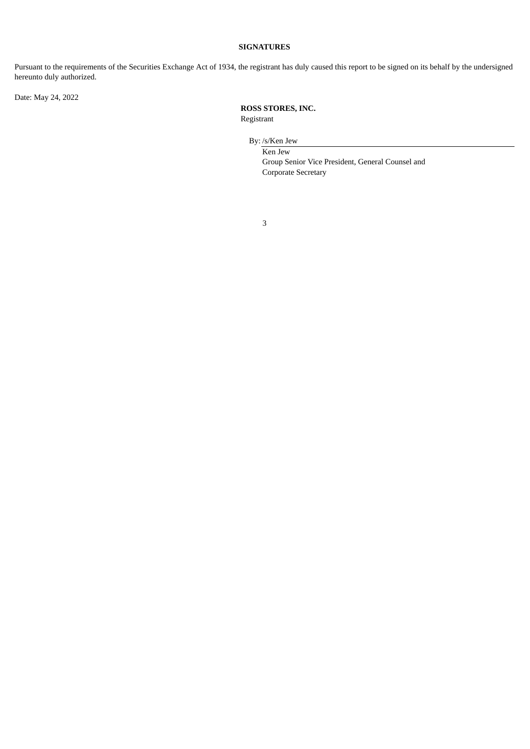**SIGNATURES**

Pursuant to the requirements of the Securities Exchange Act of 1934, the registrant has duly caused this report to be signed on its behalf by the undersigned hereunto duly authorized.

Date: May 24, 2022

**ROSS STORES, INC.**
Registrant

By: /s/Ken Jew

Ken Jew
Group Senior Vice President, General Counsel and
Corporate Secretary